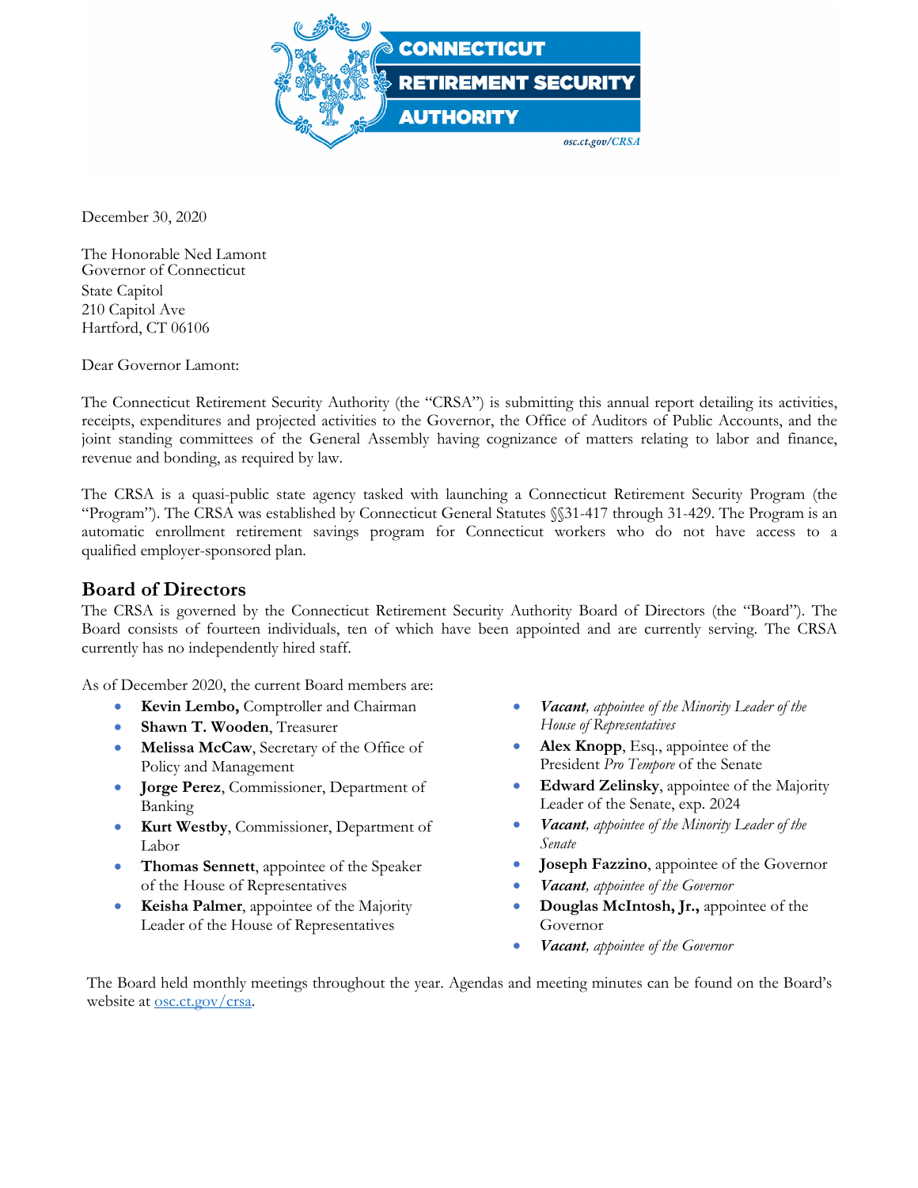CONNECTICUT RETIREMENT SECURITY AUTHORITY

osc.ct.gov/CRSA

December 30, 2020

The Honorable Ned Lamont
Governor of Connecticut
State Capitol
210 Capitol Ave
Hartford, CT 06106

Dear Governor Lamont:

The Connecticut Retirement Security Authority (the "CRSA") is submitting this annual report detailing its activities, receipts, expenditures and projected activities to the Governor, the Office of Auditors of Public Accounts, and the joint standing committees of the General Assembly having cognizance of matters relating to labor and finance, revenue and bonding, as required by law.

The CRSA is a quasi-public state agency tasked with launching a Connecticut Retirement Security Program (the "Program"). The CRSA was established by Connecticut General Statutes §§31-417 through 31-429. The Program is an automatic enrollment retirement savings program for Connecticut workers who do not have access to a qualified employer-sponsored plan.

## Board of Directors

The CRSA is governed by the Connecticut Retirement Security Authority Board of Directors (the "Board"). The Board consists of fourteen individuals, ten of which have been appointed and are currently serving. The CRSA currently has no independently hired staff.

As of December 2020, the current Board members are:

- **Kevin Lembo,** Comptroller and Chairman
- **Shawn T. Wooden**, Treasurer
- **Melissa McCaw**, Secretary of the Office of Policy and Management
- **Jorge Perez**, Commissioner, Department of Banking
- **Kurt Westby**, Commissioner, Department of Labor
- **Thomas Sennett**, appointee of the Speaker of the House of Representatives
- **Keisha Palmer**, appointee of the Majority Leader of the House of Representatives
- ***Vacant**, appointee of the Minority Leader of the House of Representatives*
- **Alex Knopp**, Esq., appointee of the President *Pro Tempore* of the Senate
- **Edward Zelinsky**, appointee of the Majority Leader of the Senate, exp. 2024
- ***Vacant**, appointee of the Minority Leader of the Senate*
- **Joseph Fazzino**, appointee of the Governor
- ***Vacant**, appointee of the Governor*
- **Douglas McIntosh, Jr.,** appointee of the Governor
- ***Vacant**, appointee of the Governor*

The Board held monthly meetings throughout the year. Agendas and meeting minutes can be found on the Board's website at osc.ct.gov/crsa.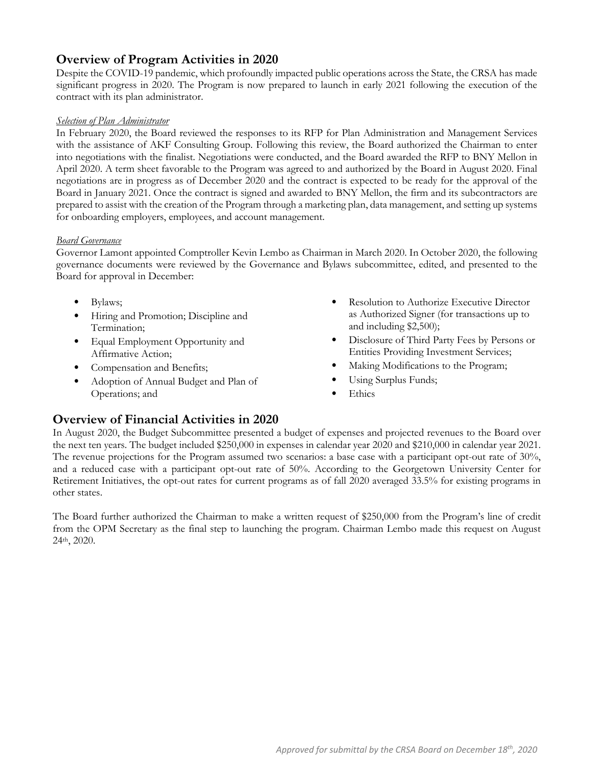## Overview of Program Activities in 2020

Despite the COVID-19 pandemic, which profoundly impacted public operations across the State, the CRSA has made significant progress in 2020. The Program is now prepared to launch in early 2021 following the execution of the contract with its plan administrator.

*Selection of Plan Administrator*

In February 2020, the Board reviewed the responses to its RFP for Plan Administration and Management Services with the assistance of AKF Consulting Group. Following this review, the Board authorized the Chairman to enter into negotiations with the finalist. Negotiations were conducted, and the Board awarded the RFP to BNY Mellon in April 2020. A term sheet favorable to the Program was agreed to and authorized by the Board in August 2020. Final negotiations are in progress as of December 2020 and the contract is expected to be ready for the approval of the Board in January 2021. Once the contract is signed and awarded to BNY Mellon, the firm and its subcontractors are prepared to assist with the creation of the Program through a marketing plan, data management, and setting up systems for onboarding employers, employees, and account management.

*Board Governance*

Governor Lamont appointed Comptroller Kevin Lembo as Chairman in March 2020. In October 2020, the following governance documents were reviewed by the Governance and Bylaws subcommittee, edited, and presented to the Board for approval in December:

- Bylaws;
- Hiring and Promotion; Discipline and Termination;
- Equal Employment Opportunity and Affirmative Action;
- Compensation and Benefits;
- Adoption of Annual Budget and Plan of Operations; and
- Resolution to Authorize Executive Director as Authorized Signer (for transactions up to and including $2,500);
- Disclosure of Third Party Fees by Persons or Entities Providing Investment Services;
- Making Modifications to the Program;
- Using Surplus Funds;
- Ethics

## Overview of Financial Activities in 2020

In August 2020, the Budget Subcommittee presented a budget of expenses and projected revenues to the Board over the next ten years. The budget included $250,000 in expenses in calendar year 2020 and $210,000 in calendar year 2021. The revenue projections for the Program assumed two scenarios: a base case with a participant opt-out rate of 30%, and a reduced case with a participant opt-out rate of 50%. According to the Georgetown University Center for Retirement Initiatives, the opt-out rates for current programs as of fall 2020 averaged 33.5% for existing programs in other states.

The Board further authorized the Chairman to make a written request of $250,000 from the Program's line of credit from the OPM Secretary as the final step to launching the program. Chairman Lembo made this request on August 24th, 2020.

*Approved for submittal by the CRSA Board on December 18th, 2020*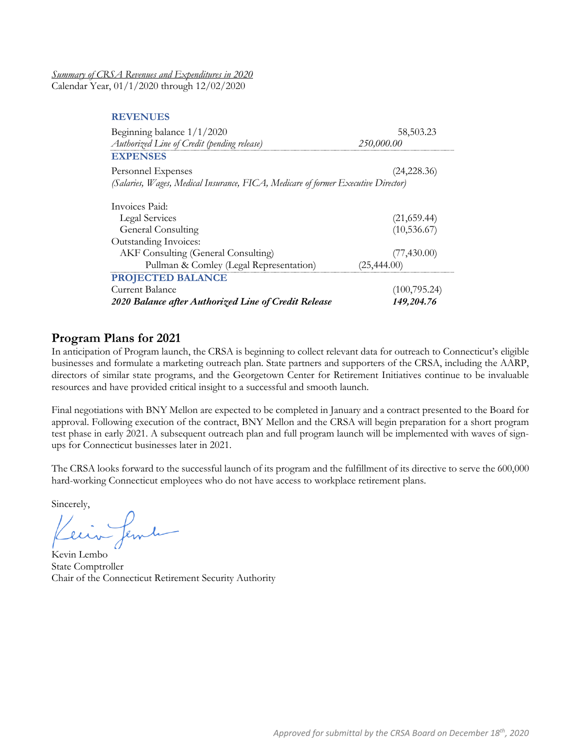*Summary of CRSA Revenues and Expenditures in 2020*
Calendar Year, 01/1/2020 through 12/02/2020

| | |
|---|---|
| **REVENUES** | |
| Beginning balance 1/1/2020 | 58,503.23 |
| *Authorized Line of Credit (pending release)* | *250,000.00* |
| **EXPENSES** | |
| Personnel Expenses | (24,228.36) |
| *(Salaries, Wages, Medical Insurance, FICA, Medicare of former Executive Director)* | |
| Invoices Paid: | |
| Legal Services | (21,659.44) |
| General Consulting | (10,536.67) |
| Outstanding Invoices: | |
| AKF Consulting (General Consulting) | (77,430.00) |
| Pullman & Comley (Legal Representation) | (25,444.00) |
| **PROJECTED BALANCE** | |
| Current Balance | (100,795.24) |
| ***2020 Balance after Authorized Line of Credit Release*** | ***149,204.76*** |

## Program Plans for 2021

In anticipation of Program launch, the CRSA is beginning to collect relevant data for outreach to Connecticut's eligible businesses and formulate a marketing outreach plan. State partners and supporters of the CRSA, including the AARP, directors of similar state programs, and the Georgetown Center for Retirement Initiatives continue to be invaluable resources and have provided critical insight to a successful and smooth launch.

Final negotiations with BNY Mellon are expected to be completed in January and a contract presented to the Board for approval. Following execution of the contract, BNY Mellon and the CRSA will begin preparation for a short program test phase in early 2021. A subsequent outreach plan and full program launch will be implemented with waves of sign-ups for Connecticut businesses later in 2021.

The CRSA looks forward to the successful launch of its program and the fulfillment of its directive to serve the 600,000 hard-working Connecticut employees who do not have access to workplace retirement plans.

Sincerely,

Kevin Lembo
State Comptroller
Chair of the Connecticut Retirement Security Authority

*Approved for submittal by the CRSA Board on December 18th, 2020*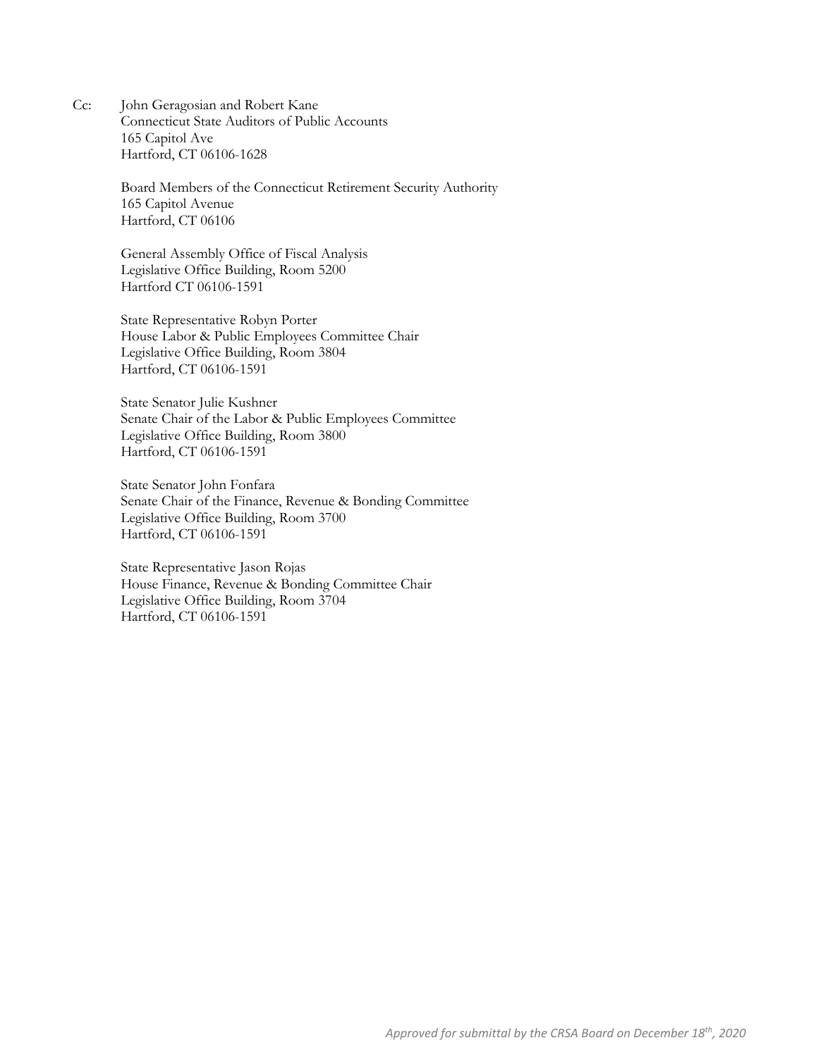Cc: John Geragosian and Robert Kane
Connecticut State Auditors of Public Accounts
165 Capitol Ave
Hartford, CT 06106-1628

Board Members of the Connecticut Retirement Security Authority
165 Capitol Avenue
Hartford, CT 06106

General Assembly Office of Fiscal Analysis
Legislative Office Building, Room 5200
Hartford CT 06106-1591

State Representative Robyn Porter
House Labor & Public Employees Committee Chair
Legislative Office Building, Room 3804
Hartford, CT 06106-1591

State Senator Julie Kushner
Senate Chair of the Labor & Public Employees Committee
Legislative Office Building, Room 3800
Hartford, CT 06106-1591

State Senator John Fonfara
Senate Chair of the Finance, Revenue & Bonding Committee
Legislative Office Building, Room 3700
Hartford, CT 06106-1591

State Representative Jason Rojas
House Finance, Revenue & Bonding Committee Chair
Legislative Office Building, Room 3704
Hartford, CT 06106-1591

*Approved for submittal by the CRSA Board on December 18th, 2020*